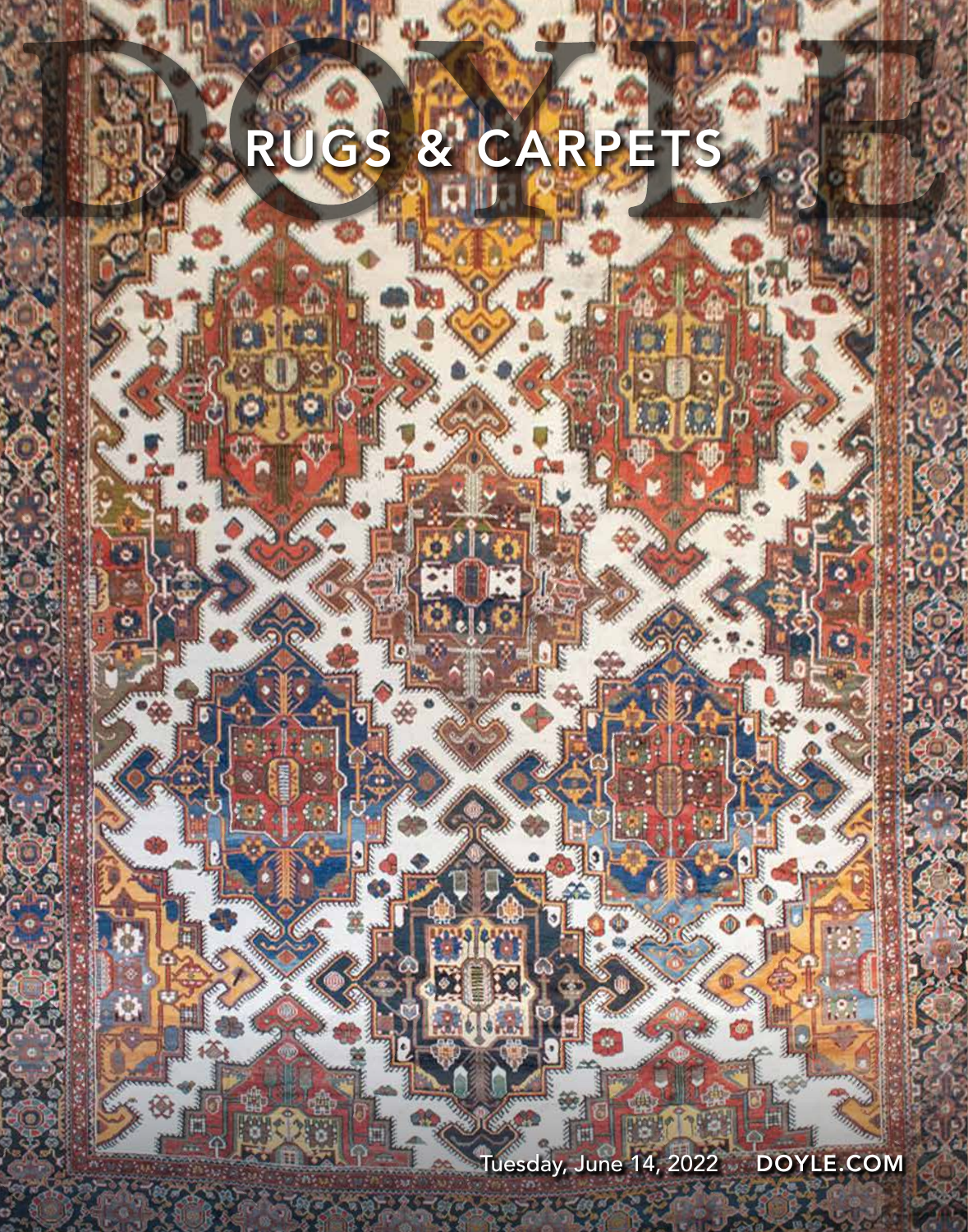# DOYLE

## RUGS & CARPETS

Tuesday, June 14, 2022 **DOYLE.COM**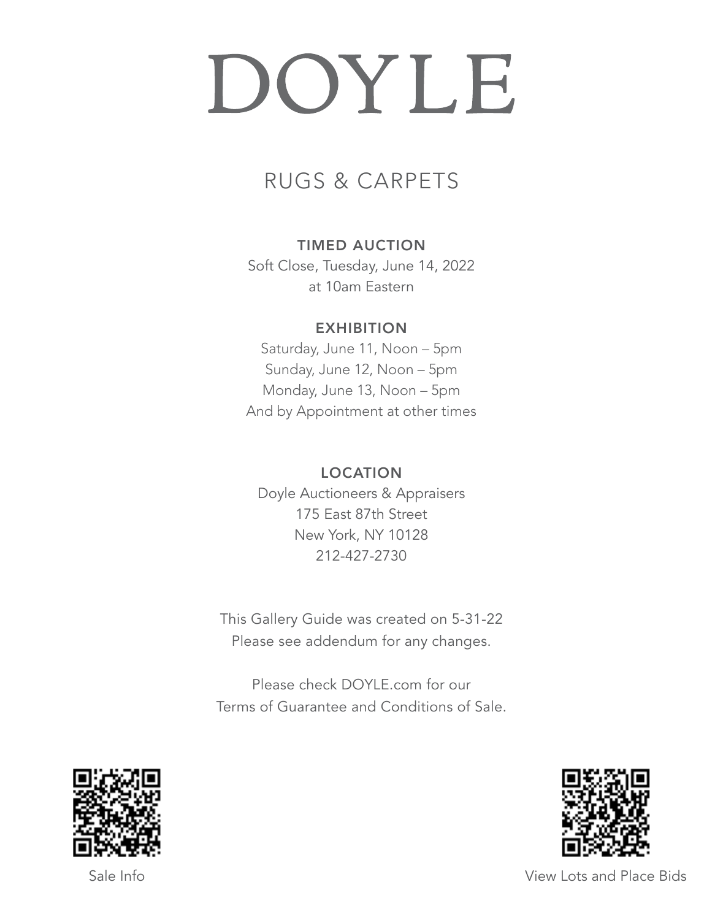# DOYLE

## RUGS & CARPETS

**TIMED AUCTION**

Soft Close, Tuesday, June 14, 2022
at 10am Eastern

**EXHIBITION**

Saturday, June 11, Noon – 5pm
Sunday, June 12, Noon – 5pm
Monday, June 13, Noon – 5pm
And by Appointment at other times

**LOCATION**

Doyle Auctioneers & Appraisers
175 East 87th Street
New York, NY 10128
212-427-2730

This Gallery Guide was created on 5-31-22
Please see addendum for any changes.

Please check DOYLE.com for our
Terms of Guarantee and Conditions of Sale.

Sale Info

View Lots and Place Bids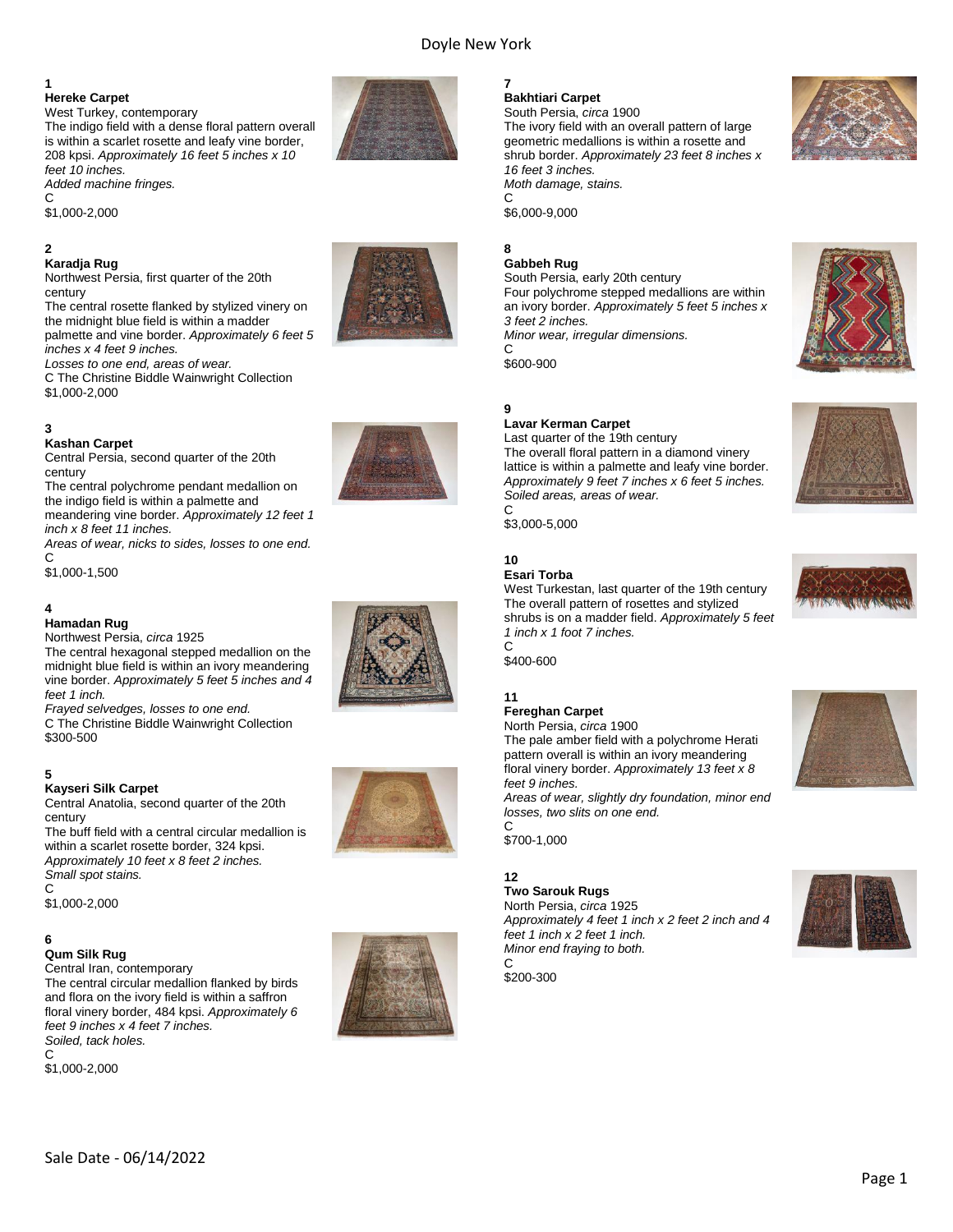**1**

**Hereke Carpet**

West Turkey, contemporary

The indigo field with a dense floral pattern overall is within a scarlet rosette and leafy vine border, 208 kpsi. *Approximately 16 feet 5 inches x 10 feet 10 inches.*

*Added machine fringes.*

C

$1,000-2,000

**2**

**Karadja Rug**

Northwest Persia, first quarter of the 20th century

The central rosette flanked by stylized vinery on the midnight blue field is within a madder palmette and vine border. *Approximately 6 feet 5 inches x 4 feet 9 inches.*

*Losses to one end, areas of wear.*

C The Christine Biddle Wainwright Collection

$1,000-2,000

**3**

**Kashan Carpet**

Central Persia, second quarter of the 20th century

The central polychrome pendant medallion on the indigo field is within a palmette and meandering vine border. *Approximately 12 feet 1 inch x 8 feet 11 inches.*

*Areas of wear, nicks to sides, losses to one end.*

C

$1,000-1,500

**4**

**Hamadan Rug**

Northwest Persia, *circa* 1925

The central hexagonal stepped medallion on the midnight blue field is within an ivory meandering vine border. *Approximately 5 feet 5 inches and 4 feet 1 inch.*

*Frayed selvedges, losses to one end.*

C The Christine Biddle Wainwright Collection

$300-500

**5**

**Kayseri Silk Carpet**

Central Anatolia, second quarter of the 20th century

The buff field with a central circular medallion is within a scarlet rosette border, 324 kpsi. *Approximately 10 feet x 8 feet 2 inches.*

*Small spot stains.*

C

$1,000-2,000

**6**

**Qum Silk Rug**

Central Iran, contemporary

The central circular medallion flanked by birds and flora on the ivory field is within a saffron floral vinery border, 484 kpsi. *Approximately 6 feet 9 inches x 4 feet 7 inches.*

*Soiled, tack holes.*

C

$1,000-2,000

**7**

**Bakhtiari Carpet**

South Persia, *circa* 1900

The ivory field with an overall pattern of large geometric medallions is within a rosette and shrub border. *Approximately 23 feet 8 inches x 16 feet 3 inches.*

*Moth damage, stains.*

C

$6,000-9,000

**8**

**Gabbeh Rug**

South Persia, early 20th century

Four polychrome stepped medallions are within an ivory border. *Approximately 5 feet 5 inches x 3 feet 2 inches.*

*Minor wear, irregular dimensions.*

C

$600-900

**9**

**Lavar Kerman Carpet**

Last quarter of the 19th century

The overall floral pattern in a diamond vinery lattice is within a palmette and leafy vine border. *Approximately 9 feet 7 inches x 6 feet 5 inches.*

*Soiled areas, areas of wear.*

C

$3,000-5,000

**10**

**Esari Torba**

West Turkestan, last quarter of the 19th century

The overall pattern of rosettes and stylized shrubs is on a madder field. *Approximately 5 feet 1 inch x 1 foot 7 inches.*

C

$400-600

**11**

**Fereghan Carpet**

North Persia, *circa* 1900

The pale amber field with a polychrome Herati pattern overall is within an ivory meandering floral vinery border. *Approximately 13 feet x 8 feet 9 inches.*

*Areas of wear, slightly dry foundation, minor end losses, two slits on one end.*

C

$700-1,000

**12**

**Two Sarouk Rugs**

North Persia, *circa* 1925

*Approximately 4 feet 1 inch x 2 feet 2 inch and 4 feet 1 inch x 2 feet 1 inch.*

*Minor end fraying to both.*

C

$200-300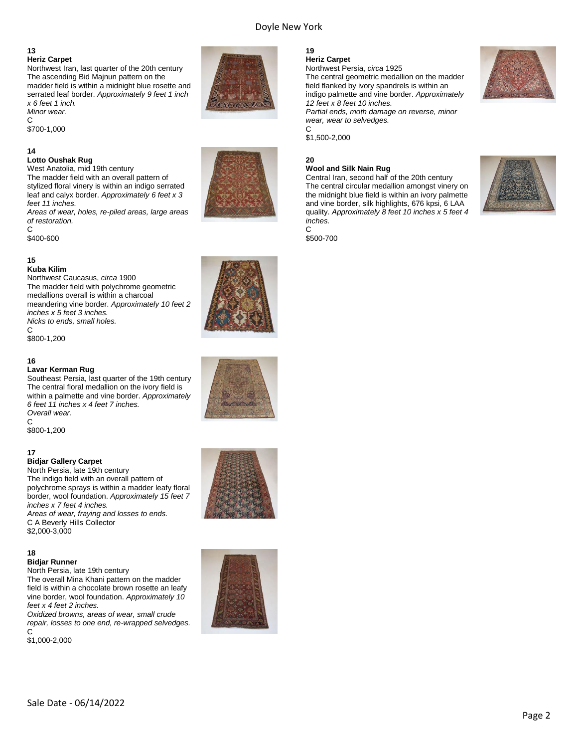**13**
**Heriz Carpet**
Northwest Iran, last quarter of the 20th century
The ascending Bid Majnun pattern on the madder field is within a midnight blue rosette and serrated leaf border. *Approximately 9 feet 1 inch x 6 feet 1 inch.*
*Minor wear.*
C
$700-1,000

**14**
**Lotto Oushak Rug**
West Anatolia, mid 19th century
The madder field with an overall pattern of stylized floral vinery is within an indigo serrated leaf and calyx border. *Approximately 6 feet x 3 feet 11 inches.*
*Areas of wear, holes, re-piled areas, large areas of restoration.*
C
$400-600

**15**
**Kuba Kilim**
Northwest Caucasus, *circa* 1900
The madder field with polychrome geometric medallions overall is within a charcoal meandering vine border. *Approximately 10 feet 2 inches x 5 feet 3 inches.*
*Nicks to ends, small holes.*
C
$800-1,200

**16**
**Lavar Kerman Rug**
Southeast Persia, last quarter of the 19th century
The central floral medallion on the ivory field is within a palmette and vine border. *Approximately 6 feet 11 inches x 4 feet 7 inches.*
*Overall wear.*
C
$800-1,200

**17**
**Bidjar Gallery Carpet**
North Persia, late 19th century
The indigo field with an overall pattern of polychrome sprays is within a madder leafy floral border, wool foundation. *Approximately 15 feet 7 inches x 7 feet 4 inches.*
*Areas of wear, fraying and losses to ends.*
C A Beverly Hills Collector
$2,000-3,000

**18**
**Bidjar Runner**
North Persia, late 19th century
The overall Mina Khani pattern on the madder field is within a chocolate brown rosette an leafy vine border, wool foundation. *Approximately 10 feet x 4 feet 2 inches.*
*Oxidized browns, areas of wear, small crude repair, losses to one end, re-wrapped selvedges.*
C
$1,000-2,000

**19**
**Heriz Carpet**
Northwest Persia, *circa* 1925
The central geometric medallion on the madder field flanked by ivory spandrels is within an indigo palmette and vine border. *Approximately 12 feet x 8 feet 10 inches.*
*Partial ends, moth damage on reverse, minor wear, wear to selvedges.*
C
$1,500-2,000

**20**
**Wool and Silk Nain Rug**
Central Iran, second half of the 20th century
The central circular medallion amongst vinery on the midnight blue field is within an ivory palmette and vine border, silk highlights, 676 kpsi, 6 LAA quality. *Approximately 8 feet 10 inches x 5 feet 4 inches.*
C
$500-700

Sale Date - 06/14/2022